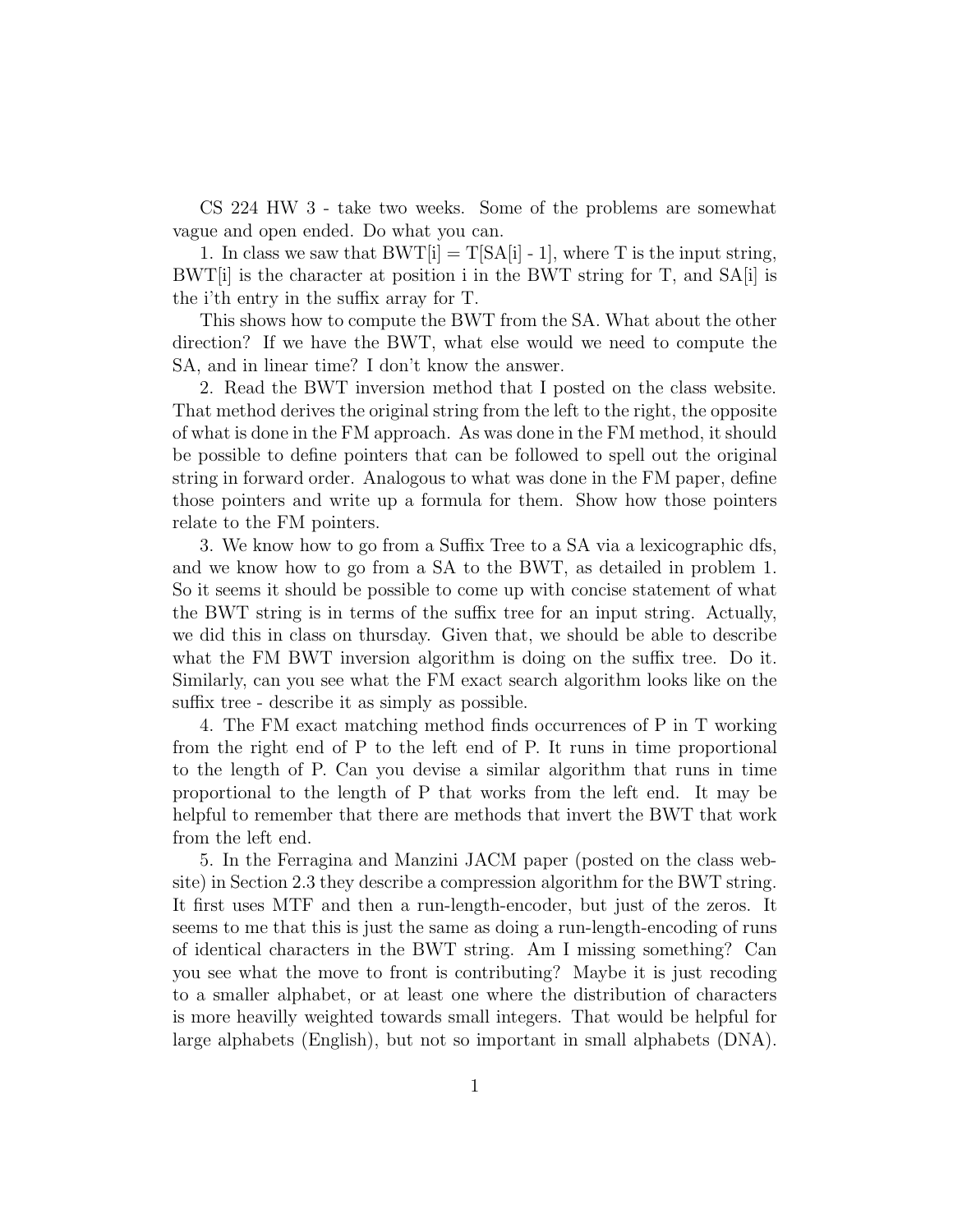CS 224 HW 3 - take two weeks. Some of the problems are somewhat vague and open ended. Do what you can.

1. In class we saw that BWT[i] = T[SA[i] - 1], where T is the input string, BWT[i] is the character at position i in the BWT string for T, and SA[i] is the i'th entry in the suffix array for T.

This shows how to compute the BWT from the SA. What about the other direction? If we have the BWT, what else would we need to compute the SA, and in linear time? I don't know the answer.

2. Read the BWT inversion method that I posted on the class website. That method derives the original string from the left to the right, the opposite of what is done in the FM approach. As was done in the FM method, it should be possible to define pointers that can be followed to spell out the original string in forward order. Analogous to what was done in the FM paper, define those pointers and write up a formula for them. Show how those pointers relate to the FM pointers.

3. We know how to go from a Suffix Tree to a SA via a lexicographic dfs, and we know how to go from a SA to the BWT, as detailed in problem 1. So it seems it should be possible to come up with concise statement of what the BWT string is in terms of the suffix tree for an input string. Actually, we did this in class on thursday. Given that, we should be able to describe what the FM BWT inversion algorithm is doing on the suffix tree. Do it. Similarly, can you see what the FM exact search algorithm looks like on the suffix tree - describe it as simply as possible.

4. The FM exact matching method finds occurrences of P in T working from the right end of P to the left end of P. It runs in time proportional to the length of P. Can you devise a similar algorithm that runs in time proportional to the length of P that works from the left end. It may be helpful to remember that there are methods that invert the BWT that work from the left end.

5. In the Ferragina and Manzini JACM paper (posted on the class website) in Section 2.3 they describe a compression algorithm for the BWT string. It first uses MTF and then a run-length-encoder, but just of the zeros. It seems to me that this is just the same as doing a run-length-encoding of runs of identical characters in the BWT string. Am I missing something? Can you see what the move to front is contributing? Maybe it is just recoding to a smaller alphabet, or at least one where the distribution of characters is more heavilly weighted towards small integers. That would be helpful for large alphabets (English), but not so important in small alphabets (DNA).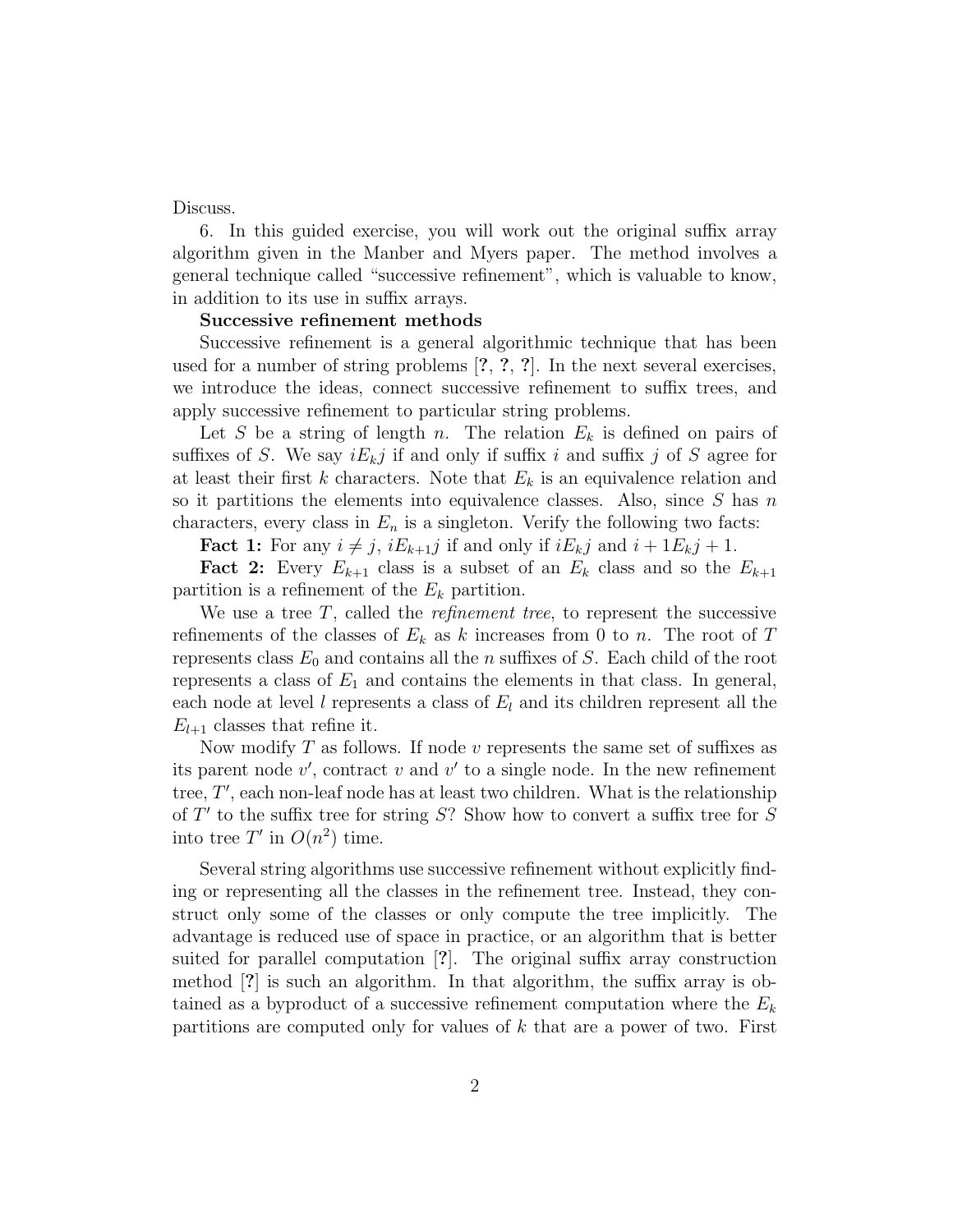Discuss.

6. In this guided exercise, you will work out the original suffix array algorithm given in the Manber and Myers paper. The method involves a general technique called "successive refinement", which is valuable to know, in addition to its use in suffix arrays.

**Successive refinement methods**

Successive refinement is a general algorithmic technique that has been used for a number of string problems [**?**, **?**, **?**]. In the next several exercises, we introduce the ideas, connect successive refinement to suffix trees, and apply successive refinement to particular string problems.

Let $S$ be a string of length $n$. The relation $E_k$ is defined on pairs of suffixes of $S$. We say $iE_kj$ if and only if suffix $i$ and suffix $j$ of $S$ agree for at least their first $k$ characters. Note that $E_k$ is an equivalence relation and so it partitions the elements into equivalence classes. Also, since $S$ has $n$ characters, every class in $E_n$ is a singleton. Verify the following two facts:

**Fact 1:** For any $i \neq j$, $iE_{k+1}j$ if and only if $iE_kj$ and $i+1E_kj+1$.

**Fact 2:** Every $E_{k+1}$ class is a subset of an $E_k$ class and so the $E_{k+1}$ partition is a refinement of the $E_k$ partition.

We use a tree $T$, called the *refinement tree*, to represent the successive refinements of the classes of $E_k$ as $k$ increases from 0 to $n$. The root of $T$ represents class $E_0$ and contains all the $n$ suffixes of $S$. Each child of the root represents a class of $E_1$ and contains the elements in that class. In general, each node at level $l$ represents a class of $E_l$ and its children represent all the $E_{l+1}$ classes that refine it.

Now modify $T$ as follows. If node $v$ represents the same set of suffixes as its parent node $v'$, contract $v$ and $v'$ to a single node. In the new refinement tree, $T'$, each non-leaf node has at least two children. What is the relationship of $T'$ to the suffix tree for string $S$? Show how to convert a suffix tree for $S$ into tree $T'$ in $O(n^2)$ time.

Several string algorithms use successive refinement without explicitly finding or representing all the classes in the refinement tree. Instead, they construct only some of the classes or only compute the tree implicitly. The advantage is reduced use of space in practice, or an algorithm that is better suited for parallel computation [**?**]. The original suffix array construction method [**?**] is such an algorithm. In that algorithm, the suffix array is obtained as a byproduct of a successive refinement computation where the $E_k$ partitions are computed only for values of $k$ that are a power of two. First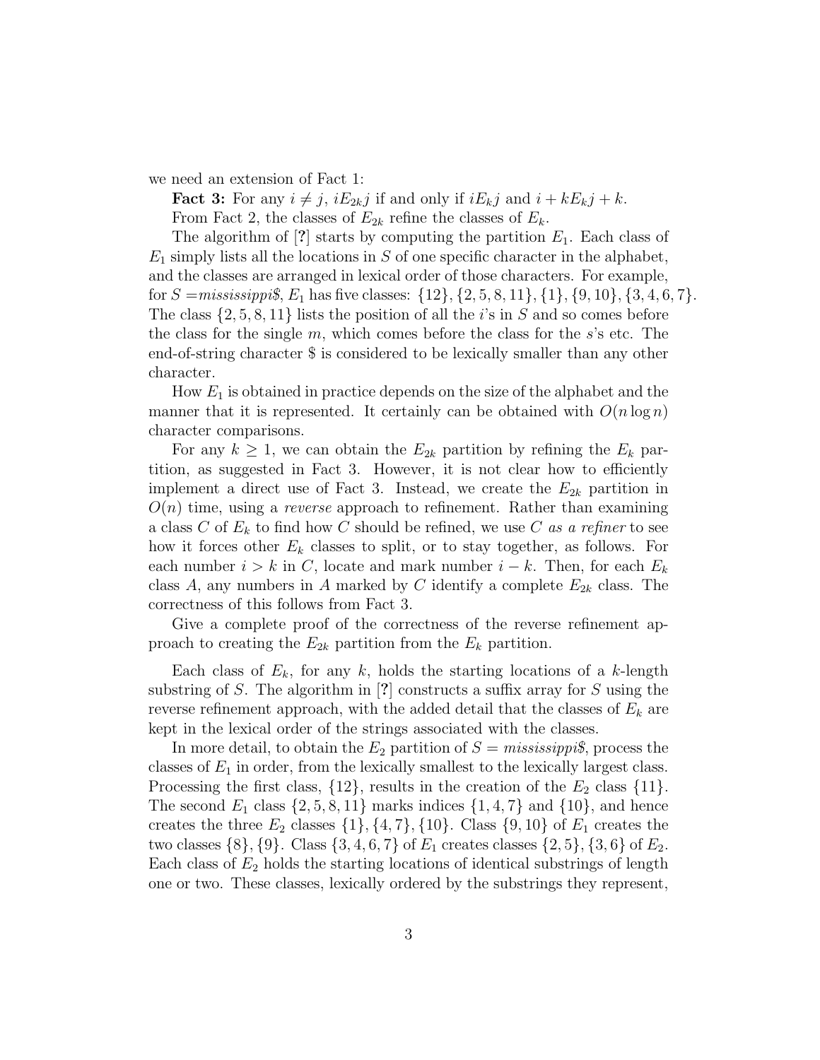we need an extension of Fact 1:

**Fact 3:** For any $i \neq j$, $iE_{2k}j$ if and only if $iE_kj$ and $i+kE_kj+k$.

From Fact 2, the classes of $E_{2k}$ refine the classes of $E_k$.

The algorithm of [**?**] starts by computing the partition $E_1$. Each class of $E_1$ simply lists all the locations in $S$ of one specific character in the alphabet, and the classes are arranged in lexical order of those characters. For example, for $S =$*mississippi$*, $E_1$ has five classes: $\{12\}, \{2, 5, 8, 11\}, \{1\}, \{9, 10\}, \{3, 4, 6, 7\}$. The class $\{2, 5, 8, 11\}$ lists the position of all the $i$'s in $S$ and so comes before the class for the single $m$, which comes before the class for the $s$'s etc. The end-of-string character $ is considered to be lexically smaller than any other character.

How $E_1$ is obtained in practice depends on the size of the alphabet and the manner that it is represented. It certainly can be obtained with $O(n \log n)$ character comparisons.

For any $k \geq 1$, we can obtain the $E_{2k}$ partition by refining the $E_k$ partition, as suggested in Fact 3. However, it is not clear how to efficiently implement a direct use of Fact 3. Instead, we create the $E_{2k}$ partition in $O(n)$ time, using a *reverse* approach to refinement. Rather than examining a class $C$ of $E_k$ to find how $C$ should be refined, we use $C$ *as a refiner* to see how it forces other $E_k$ classes to split, or to stay together, as follows. For each number $i > k$ in $C$, locate and mark number $i - k$. Then, for each $E_k$ class $A$, any numbers in $A$ marked by $C$ identify a complete $E_{2k}$ class. The correctness of this follows from Fact 3.

Give a complete proof of the correctness of the reverse refinement approach to creating the $E_{2k}$ partition from the $E_k$ partition.

Each class of $E_k$, for any $k$, holds the starting locations of a $k$-length substring of $S$. The algorithm in [**?**] constructs a suffix array for $S$ using the reverse refinement approach, with the added detail that the classes of $E_k$ are kept in the lexical order of the strings associated with the classes.

In more detail, to obtain the $E_2$ partition of $S =$ *mississippi$*, process the classes of $E_1$ in order, from the lexically smallest to the lexically largest class. Processing the first class, $\{12\}$, results in the creation of the $E_2$ class $\{11\}$. The second $E_1$ class $\{2, 5, 8, 11\}$ marks indices $\{1, 4, 7\}$ and $\{10\}$, and hence creates the three $E_2$ classes $\{1\}, \{4, 7\}, \{10\}$. Class $\{9, 10\}$ of $E_1$ creates the two classes $\{8\}, \{9\}$. Class $\{3, 4, 6, 7\}$ of $E_1$ creates classes $\{2, 5\}, \{3, 6\}$ of $E_2$. Each class of $E_2$ holds the starting locations of identical substrings of length one or two. These classes, lexically ordered by the substrings they represent,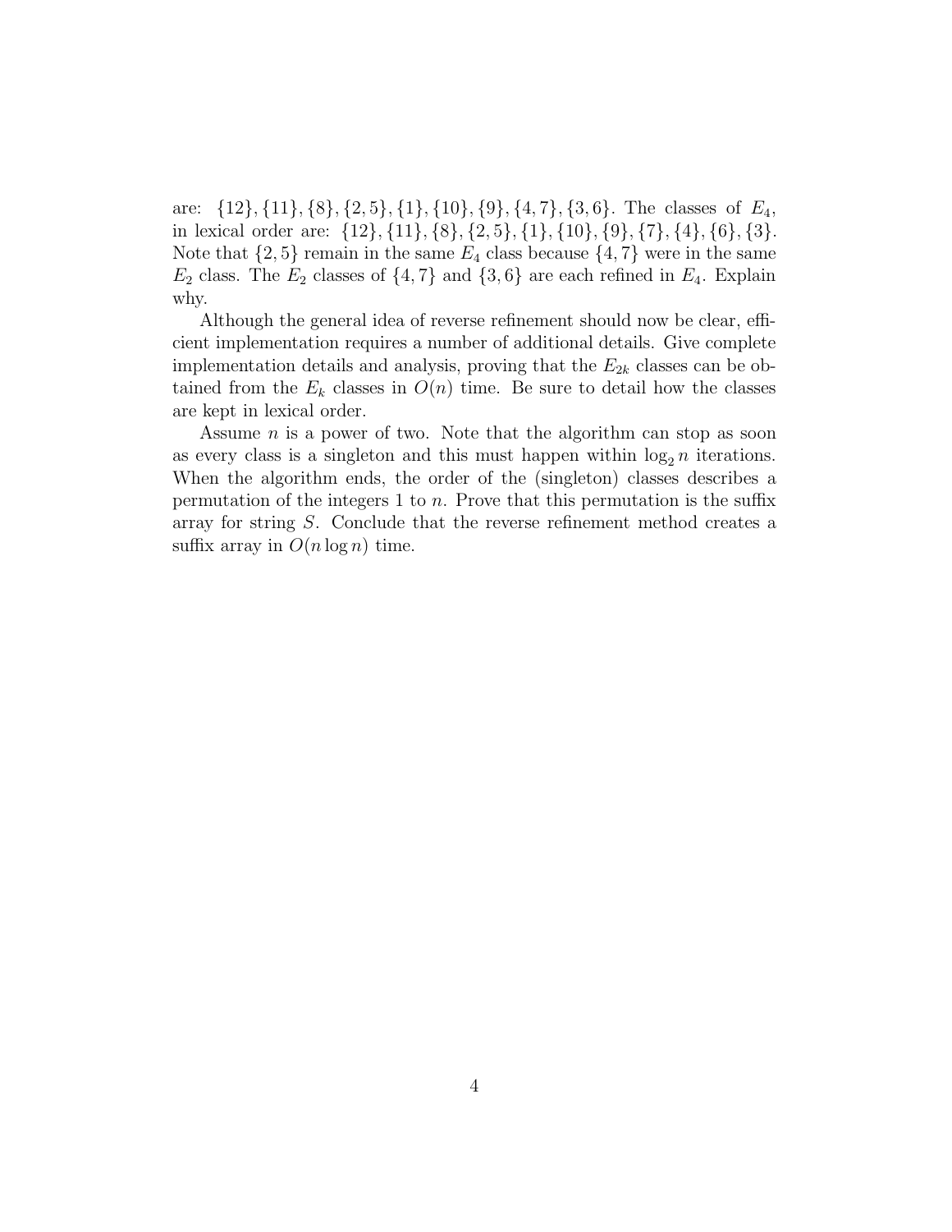are: $\{12\}, \{11\}, \{8\}, \{2, 5\}, \{1\}, \{10\}, \{9\}, \{4, 7\}, \{3, 6\}$. The classes of $E_4$, in lexical order are: $\{12\}, \{11\}, \{8\}, \{2, 5\}, \{1\}, \{10\}, \{9\}, \{7\}, \{4\}, \{6\}, \{3\}$. Note that $\{2, 5\}$ remain in the same $E_4$ class because $\{4, 7\}$ were in the same $E_2$ class. The $E_2$ classes of $\{4, 7\}$ and $\{3, 6\}$ are each refined in $E_4$. Explain why.

Although the general idea of reverse refinement should now be clear, efficient implementation requires a number of additional details. Give complete implementation details and analysis, proving that the $E_{2k}$ classes can be obtained from the $E_k$ classes in $O(n)$ time. Be sure to detail how the classes are kept in lexical order.

Assume $n$ is a power of two. Note that the algorithm can stop as soon as every class is a singleton and this must happen within $\log_2 n$ iterations. When the algorithm ends, the order of the (singleton) classes describes a permutation of the integers 1 to $n$. Prove that this permutation is the suffix array for string $S$. Conclude that the reverse refinement method creates a suffix array in $O(n \log n)$ time.